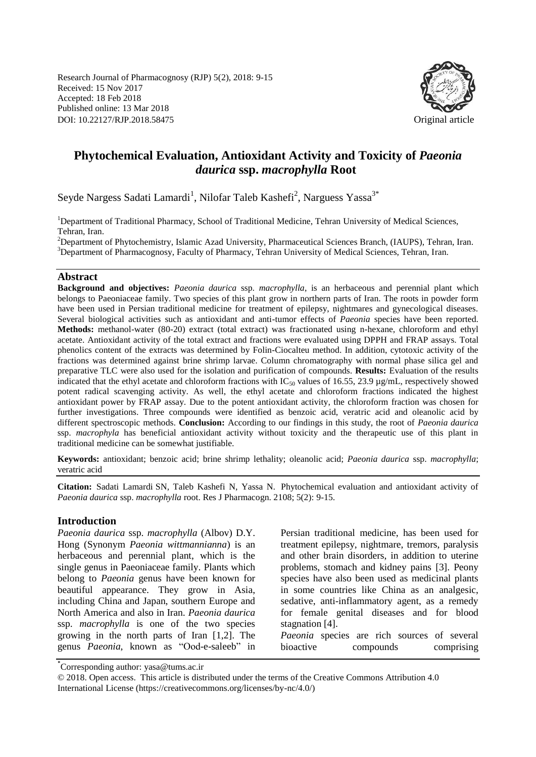Research Journal of Pharmacognosy (RJP) 5(2), 2018: 9-15
Received: 15 Nov 2017
Accepted: 18 Feb 2018
Published online: 13 Mar 2018
DOI: 10.22127/RJP.2018.58475

Original article

# Phytochemical Evaluation, Antioxidant Activity and Toxicity of *Paeonia daurica* ssp. *macrophylla* Root

Seyde Nargess Sadati Lamardi[1], Nilofar Taleb Kashefi[2], Narguess Yassa[3*]

[1]Department of Traditional Pharmacy, School of Traditional Medicine, Tehran University of Medical Sciences, Tehran, Iran.
[2]Department of Phytochemistry, Islamic Azad University, Pharmaceutical Sciences Branch, (IAUPS), Tehran, Iran.
[3]Department of Pharmacognosy, Faculty of Pharmacy, Tehran University of Medical Sciences, Tehran, Iran.

## Abstract

**Background and objectives:** *Paeonia daurica* ssp. *macrophylla*, is an herbaceous and perennial plant which belongs to Paeoniaceae family. Two species of this plant grow in northern parts of Iran. The roots in powder form have been used in Persian traditional medicine for treatment of epilepsy, nightmares and gynecological diseases. Several biological activities such as antioxidant and anti-tumor effects of *Paeonia* species have been reported. **Methods:** methanol-water (80-20) extract (total extract) was fractionated using n-hexane, chloroform and ethyl acetate. Antioxidant activity of the total extract and fractions were evaluated using DPPH and FRAP assays. Total phenolics content of the extracts was determined by Folin-Ciocalteu method. In addition, cytotoxic activity of the fractions was determined against brine shrimp larvae. Column chromatography with normal phase silica gel and preparative TLC were also used for the isolation and purification of compounds. **Results:** Evaluation of the results indicated that the ethyl acetate and chloroform fractions with $IC_{50}$ values of 16.55, 23.9 µg/mL, respectively showed potent radical scavenging activity. As well, the ethyl acetate and chloroform fractions indicated the highest antioxidant power by FRAP assay. Due to the potent antioxidant activity, the chloroform fraction was chosen for further investigations. Three compounds were identified as benzoic acid, veratric acid and oleanolic acid by different spectroscopic methods. **Conclusion:** According to our findings in this study, the root of *Paeonia daurica* ssp. *macrophyla* has beneficial antioxidant activity without toxicity and the therapeutic use of this plant in traditional medicine can be somewhat justifiable.

**Keywords:** antioxidant; benzoic acid; brine shrimp lethality; oleanolic acid; *Paeonia daurica* ssp. *macrophylla*; veratric acid

**Citation:** Sadati Lamardi SN, Taleb Kashefi N, Yassa N. Phytochemical evaluation and antioxidant activity of *Paeonia daurica* ssp. *macrophylla* root. Res J Pharmacogn. 2108; 5(2): 9-15.

## Introduction

*Paeonia daurica* ssp. *macrophylla* (Albov) D.Y. Hong (Synonym *Paeonia wittmannianna*) is an herbaceous and perennial plant, which is the single genus in Paeoniaceae family. Plants which belong to *Paeonia* genus have been known for beautiful appearance. They grow in Asia, including China and Japan, southern Europe and North America and also in Iran. *Paeonia daurica* ssp. *macrophylla* is one of the two species growing in the north parts of Iran [1,2]. The genus *Paeonia*, known as "Ood-e-saleeb" in Persian traditional medicine, has been used for treatment epilepsy, nightmare, tremors, paralysis and other brain disorders, in addition to uterine problems, stomach and kidney pains [3]. Peony species have also been used as medicinal plants in some countries like China as an analgesic, sedative, anti-inflammatory agent, as a remedy for female genital diseases and for blood stagnation [4].

*Paeonia* species are rich sources of several bioactive compounds comprising

*Corresponding author: yasa@tums.ac.ir

© 2018. Open access. This article is distributed under the terms of the Creative Commons Attribution 4.0 International License (https://creativecommons.org/licenses/by-nc/4.0/)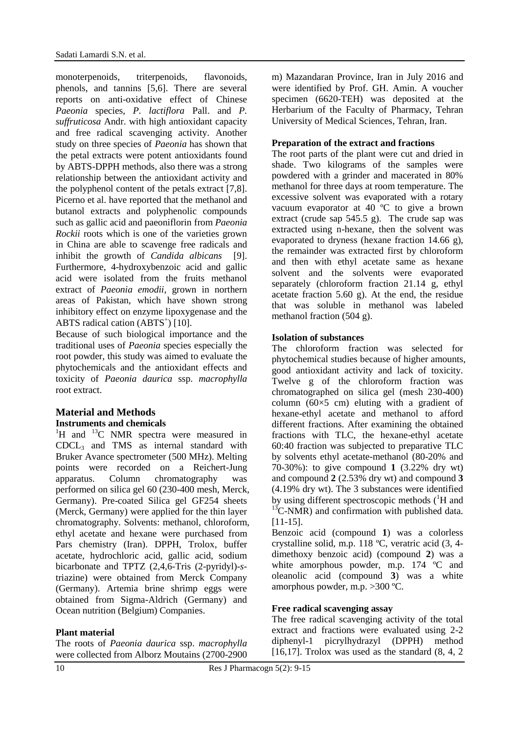monoterpenoids, triterpenoids, flavonoids, phenols, and tannins [5,6]. There are several reports on anti-oxidative effect of Chinese *Paeonia* species, *P. lactiflora* Pall. and *P. suffruticosa* Andr. with high antioxidant capacity and free radical scavenging activity. Another study on three species of *Paeonia* has shown that the petal extracts were potent antioxidants found by ABTS-DPPH methods, also there was a strong relationship between the antioxidant activity and the polyphenol content of the petals extract [7,8]. Picerno et al. have reported that the methanol and butanol extracts and polyphenolic compounds such as gallic acid and paeoniflorin from *Paeonia Rockii* roots which is one of the varieties grown in China are able to scavenge free radicals and inhibit the growth of *Candida albicans* [9]. Furthermore, 4-hydroxybenzoic acid and gallic acid were isolated from the fruits methanol extract of *Paeonia emodii*, grown in northern areas of Pakistan, which have shown strong inhibitory effect on enzyme lipoxygenase and the ABTS radical cation ($ABTS^{+}$) [10].

Because of such biological importance and the traditional uses of *Paeonia* species especially the root powder, this study was aimed to evaluate the phytochemicals and the antioxidant effects and toxicity of *Paeonia daurica* ssp. *macrophylla* root extract.

## Material and Methods

### Instruments and chemicals

$^{1}H$ and $^{13}C$ NMR spectra were measured in $CDCL_3$ and TMS as internal standard with Bruker Avance spectrometer (500 MHz). Melting points were recorded on a Reichert-Jung apparatus. Column chromatography was performed on silica gel 60 (230-400 mesh, Merck, Germany). Pre-coated Silica gel GF254 sheets (Merck, Germany) were applied for the thin layer chromatography. Solvents: methanol, chloroform, ethyl acetate and hexane were purchased from Pars chemistry (Iran). DPPH, Trolox, buffer acetate, hydrochloric acid, gallic acid, sodium bicarbonate and TPTZ (2,4,6-Tris (2-pyridyl)-*s*-triazine) were obtained from Merck Company (Germany). Artemia brine shrimp eggs were obtained from Sigma-Aldrich (Germany) and Ocean nutrition (Belgium) Companies.

### Plant material

The roots of *Paeonia daurica* ssp. *macrophylla* were collected from Alborz Moutains (2700-2900 m) Mazandaran Province, Iran in July 2016 and were identified by Prof. GH. Amin. A voucher specimen (6620-TEH) was deposited at the Herbarium of the Faculty of Pharmacy, Tehran University of Medical Sciences, Tehran, Iran.

### Preparation of the extract and fractions

The root parts of the plant were cut and dried in shade. Two kilograms of the samples were powdered with a grinder and macerated in 80% methanol for three days at room temperature. The excessive solvent was evaporated with a rotary vacuum evaporator at 40 ºC to give a brown extract (crude sap 545.5 g). The crude sap was extracted using n-hexane, then the solvent was evaporated to dryness (hexane fraction 14.66 g), the remainder was extracted first by chloroform and then with ethyl acetate same as hexane solvent and the solvents were evaporated separately (chloroform fraction 21.14 g, ethyl acetate fraction 5.60 g). At the end, the residue that was soluble in methanol was labeled methanol fraction (504 g).

### Isolation of substances

The chloroform fraction was selected for phytochemical studies because of higher amounts, good antioxidant activity and lack of toxicity. Twelve g of the chloroform fraction was chromatographed on silica gel (mesh 230-400) column (60×5 cm) eluting with a gradient of hexane-ethyl acetate and methanol to afford different fractions. After examining the obtained fractions with TLC, the hexane-ethyl acetate 60:40 fraction was subjected to preparative TLC by solvents ethyl acetate-methanol (80-20% and 70-30%): to give compound **1** (3.22% dry wt) and compound **2** (2.53% dry wt) and compound **3** (4.19% dry wt). The 3 substances were identified by using different spectroscopic methods ($^{1}H$ and $^{13}C$-NMR) and confirmation with published data. [11-15].

Benzoic acid (compound **1**) was a colorless crystalline solid, m.p. 118 ºC, veratric acid (3, 4-dimethoxy benzoic acid) (compound **2**) was a white amorphous powder, m.p. 174 ºC and oleanolic acid (compound **3**) was a white amorphous powder, m.p. >300 ºC.

### Free radical scavenging assay

The free radical scavenging activity of the total extract and fractions were evaluated using 2-2 diphenyl-1 picrylhydrazyl (DPPH) method [16,17]. Trolox was used as the standard (8, 4, 2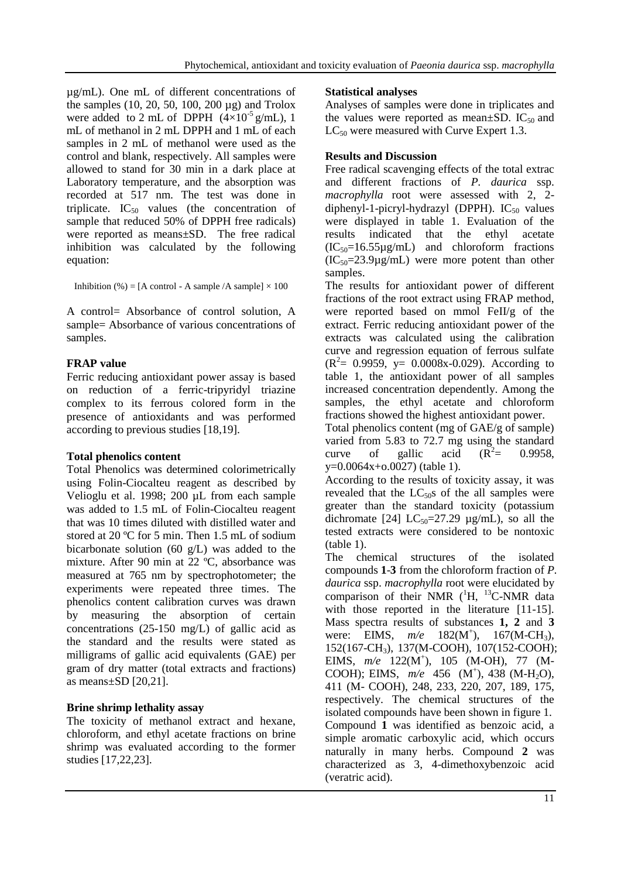µg/mL). One mL of different concentrations of the samples (10, 20, 50, 100, 200 µg) and Trolox were added to 2 mL of DPPH ($4\times10^{-5}$ g/mL), 1 mL of methanol in 2 mL DPPH and 1 mL of each samples in 2 mL of methanol were used as the control and blank, respectively. All samples were allowed to stand for 30 min in a dark place at Laboratory temperature, and the absorption was recorded at 517 nm. The test was done in triplicate. $IC_{50}$ values (the concentration of sample that reduced 50% of DPPH free radicals) were reported as means±SD. The free radical inhibition was calculated by the following equation:

Inhibition (%) = [A control - A sample /A sample] × 100

A control= Absorbance of control solution, A sample= Absorbance of various concentrations of samples.

**FRAP value**

Ferric reducing antioxidant power assay is based on reduction of a ferric-tripyridyl triazine complex to its ferrous colored form in the presence of antioxidants and was performed according to previous studies [18,19].

**Total phenolics content**

Total Phenolics was determined colorimetrically using Folin-Ciocalteu reagent as described by Velioglu et al. 1998; 200 µL from each sample was added to 1.5 mL of Folin-Ciocalteu reagent that was 10 times diluted with distilled water and stored at 20 ºC for 5 min. Then 1.5 mL of sodium bicarbonate solution (60 g/L) was added to the mixture. After 90 min at 22 ºC, absorbance was measured at 765 nm by spectrophotometer; the experiments were repeated three times. The phenolics content calibration curves was drawn by measuring the absorption of certain concentrations (25-150 mg/L) of gallic acid as the standard and the results were stated as milligrams of gallic acid equivalents (GAE) per gram of dry matter (total extracts and fractions) as means±SD [20,21].

**Brine shrimp lethality assay**

The toxicity of methanol extract and hexane, chloroform, and ethyl acetate fractions on brine shrimp was evaluated according to the former studies [17,22,23].

**Statistical analyses**

Analyses of samples were done in triplicates and the values were reported as mean±SD. $IC_{50}$ and $LC_{50}$ were measured with Curve Expert 1.3.

**Results and Discussion**

Free radical scavenging effects of the total extrac and different fractions of *P. daurica* ssp. *macrophylla* root were assessed with 2, 2-diphenyl-1-picryl-hydrazyl (DPPH). $IC_{50}$ values were displayed in table 1. Evaluation of the results indicated that the ethyl acetate ($IC_{50}$=16.55µg/mL) and chloroform fractions ($IC_{50}$=23.9µg/mL) were more potent than other samples.

The results for antioxidant power of different fractions of the root extract using FRAP method, were reported based on mmol FeII/g of the extract. Ferric reducing antioxidant power of the extracts was calculated using the calibration curve and regression equation of ferrous sulfate ($R^2$= 0.9959, y= 0.0008x-0.029). According to table 1, the antioxidant power of all samples increased concentration dependently. Among the samples, the ethyl acetate and chloroform fractions showed the highest antioxidant power.

Total phenolics content (mg of GAE/g of sample) varied from 5.83 to 72.7 mg using the standard curve of gallic acid ($R^2$= 0.9958, y=0.0064x+o.0027) (table 1).

According to the results of toxicity assay, it was revealed that the $LC_{50}$s of the all samples were greater than the standard toxicity (potassium dichromate [24] $LC_{50}$=27.29 µg/mL), so all the tested extracts were considered to be nontoxic (table 1).

The chemical structures of the isolated compounds **1**-**3** from the chloroform fraction of *P. daurica* ssp. *macrophylla* root were elucidated by comparison of their NMR ($^1$H, $^{13}$C-NMR data with those reported in the literature [11-15]. Mass spectra results of substances **1, 2** and **3** were: EIMS, *m/e* 182($M^+$), 167($M-CH_3$), 152(167-$CH_3$), 137(M-COOH), 107(152-COOH); EIMS, *m/e* 122($M^+$), 105 (M-OH), 77 (M-COOH); EIMS, *m/e* 456 ($M^+$), 438 ($M-H_2O$), 411 (M- COOH), 248, 233, 220, 207, 189, 175, respectively. The chemical structures of the isolated compounds have been shown in figure 1.

Compound **1** was identified as benzoic acid, a simple aromatic carboxylic acid, which occurs naturally in many herbs. Compound **2** was characterized as 3, 4-dimethoxybenzoic acid (veratric acid).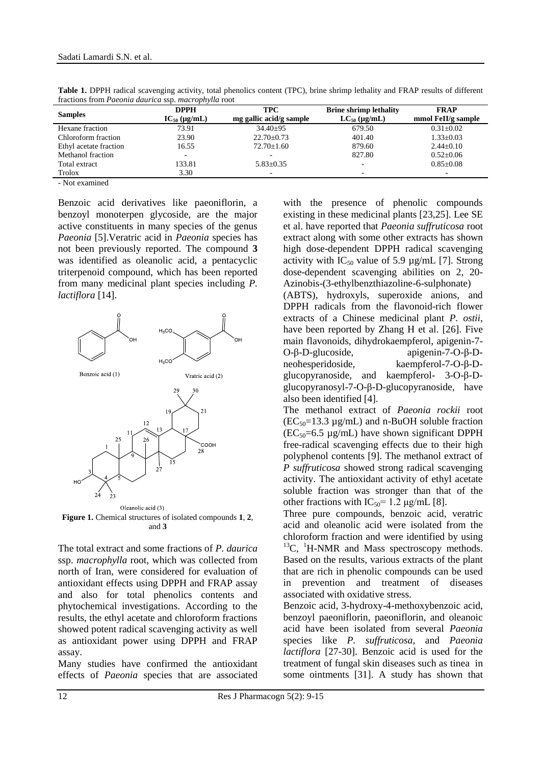**Table 1.** DPPH radical scavenging activity, total phenolics content (TPC), brine shrimp lethality and FRAP results of different fractions from *Paeonia daurica* ssp. *macrophylla* root

| Samples | DPPH $IC_{50}$ (µg/mL) | TPC mg gallic acid/g sample | Brine shrimp lethality $LC_{50}$ (µg/mL) | FRAP mmol FeII/g sample |
|---|---|---|---|---|
| Hexane fraction | 73.91 | 34.40±95 | 679.50 | 0.31±0.02 |
| Chloroform fraction | 23.90 | 22.70±0.73 | 401.40 | 1.33±0.03 |
| Ethyl acetate fraction | 16.55 | 72.70±1.60 | 879.60 | 2.44±0.10 |
| Methanol fraction | - | - | 827.80 | 0.52±0.06 |
| Total extract | 133.81 | 5.83±0.35 | - | 0.85±0.08 |
| Trolox | 3.30 | - | - | - |

- Not examined

Benzoic acid derivatives like paeoniflorin, a benzoyl monoterpen glycoside, are the major active constituents in many species of the genus *Paeonia* [5].Veratric acid in *Paeonia* species has not been previously reported. The compound **3** was identified as oleanolic acid, a pentacyclic triterpenoid compound, which has been reported from many medicinal plant species including *P. lactiflora* [14].

**Figure 1.** Chemical structures of isolated compounds **1**, **2**, and **3**

The total extract and some fractions of *P. daurica* ssp. *macrophylla* root, which was collected from north of Iran, were considered for evaluation of antioxidant effects using DPPH and FRAP assay and also for total phenolics contents and phytochemical investigations. According to the results, the ethyl acetate and chloroform fractions showed potent radical scavenging activity as well as antioxidant power using DPPH and FRAP assay.

Many studies have confirmed the antioxidant effects of *Paeonia* species that are associated with the presence of phenolic compounds existing in these medicinal plants [23,25]. Lee SE et al. have reported that *Paeonia suffruticosa* root extract along with some other extracts has shown high dose-dependent DPPH radical scavenging activity with $IC_{50}$ value of 5.9 µg/mL [7]. Strong dose-dependent scavenging abilities on 2, 20-Azinobis-(3-ethylbenzthiazoline-6-sulphonate) (ABTS), hydroxyls, superoxide anions, and DPPH radicals from the flavonoid-rich flower extracts of a Chinese medicinal plant *P. ostii*, have been reported by Zhang H et al. [26]. Five main flavonoids, dihydrokaempferol, apigenin-7-O-β-D-glucoside, apigenin-7-O-β-D-neohesperidoside, kaempferol-7-O-β-D-glucopyranoside, and kaempferol- 3-O-β-D-glucopyranosyl-7-O-β-D-glucopyranoside, have also been identified [4].

The methanol extract of *Paeonia rockii* root ($EC_{50}$=13.3 µg/mL) and n-BuOH soluble fraction ($EC_{50}$=6.5 µg/mL) have shown significant DPPH free-radical scavenging effects due to their high polyphenol contents [9]. The methanol extract of *P suffruticosa* showed strong radical scavenging activity. The antioxidant activity of ethyl acetate soluble fraction was stronger than that of the other fractions with $IC_{50}$= 1.2 µg/mL [8].

Three pure compounds, benzoic acid, veratric acid and oleanolic acid were isolated from the chloroform fraction and were identified by using $^{13}C$, $^{1}H$-NMR and Mass spectroscopy methods. Based on the results, various extracts of the plant that are rich in phenolic compounds can be used in prevention and treatment of diseases associated with oxidative stress.

Benzoic acid, 3-hydroxy-4-methoxybenzoic acid, benzoyl paeoniflorin, paeoniflorin, and oleanoic acid have been isolated from several *Paeonia* species like *P. suffruticosa*, and *Paeonia lactiflora* [27-30]. Benzoic acid is used for the treatment of fungal skin diseases such as tinea in some ointments [31]. A study has shown that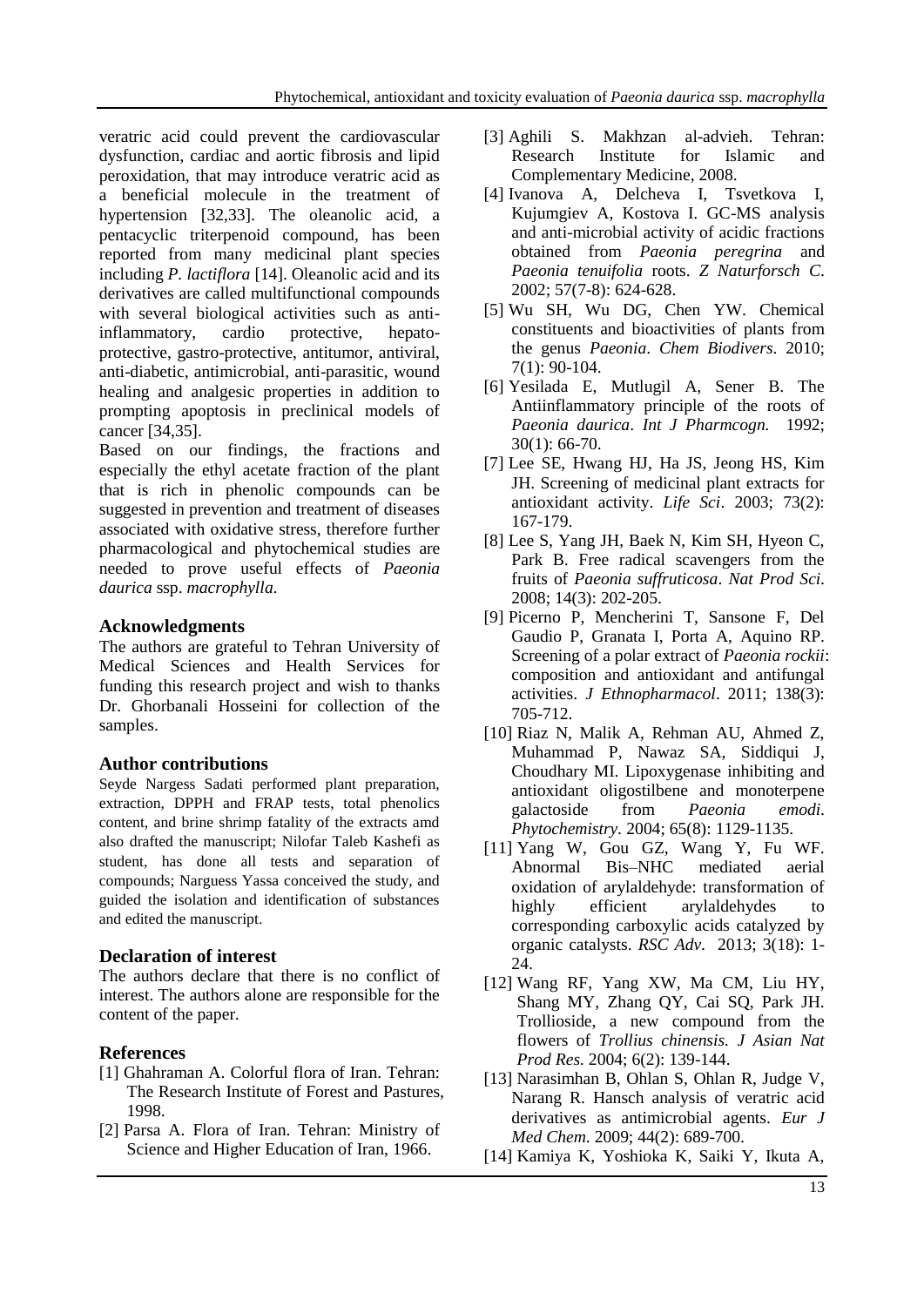veratric acid could prevent the cardiovascular dysfunction, cardiac and aortic fibrosis and lipid peroxidation, that may introduce veratric acid as a beneficial molecule in the treatment of hypertension [32,33]. The oleanolic acid, a pentacyclic triterpenoid compound, has been reported from many medicinal plant species including *P. lactiflora* [14]. Oleanolic acid and its derivatives are called multifunctional compounds with several biological activities such as anti-inflammatory, cardio protective, hepato-protective, gastro-protective, antitumor, antiviral, anti-diabetic, antimicrobial, anti-parasitic, wound healing and analgesic properties in addition to prompting apoptosis in preclinical models of cancer [34,35].

Based on our findings, the fractions and especially the ethyl acetate fraction of the plant that is rich in phenolic compounds can be suggested in prevention and treatment of diseases associated with oxidative stress, therefore further pharmacological and phytochemical studies are needed to prove useful effects of *Paeonia daurica* ssp. *macrophylla.*

## Acknowledgments

The authors are grateful to Tehran University of Medical Sciences and Health Services for funding this research project and wish to thanks Dr. Ghorbanali Hosseini for collection of the samples.

## Author contributions

Seyde Nargess Sadati performed plant preparation, extraction, DPPH and FRAP tests, total phenolics content, and brine shrimp fatality of the extracts amd also drafted the manuscript; Nilofar Taleb Kashefi as student, has done all tests and separation of compounds; Narguess Yassa conceived the study, and guided the isolation and identification of substances and edited the manuscript.

## Declaration of interest

The authors declare that there is no conflict of interest. The authors alone are responsible for the content of the paper.

## References

[1] Ghahraman A. Colorful flora of Iran. Tehran: The Research Institute of Forest and Pastures, 1998.

[2] Parsa A. Flora of Iran. Tehran: Ministry of Science and Higher Education of Iran, 1966.

[3] Aghili S. Makhzan al-advieh. Tehran: Research Institute for Islamic and Complementary Medicine, 2008.

[4] Ivanova A, Delcheva I, Tsvetkova I, Kujumgiev A, Kostova I. GC-MS analysis and anti-microbial activity of acidic fractions obtained from *Paeonia peregrina* and *Paeonia tenuifolia* roots. *Z Naturforsch C*. 2002; 57(7-8): 624-628.

[5] Wu SH, Wu DG, Chen YW. Chemical constituents and bioactivities of plants from the genus *Paeonia*. *Chem Biodivers*. 2010; 7(1): 90-104.

[6] Yesilada E, Mutlugil A, Sener B. The Antiinflammatory principle of the roots of *Paeonia daurica*. *Int J Pharmcogn.* 1992; 30(1): 66-70.

[7] Lee SE, Hwang HJ, Ha JS, Jeong HS, Kim JH. Screening of medicinal plant extracts for antioxidant activity. *Life Sci*. 2003; 73(2): 167-179.

[8] Lee S, Yang JH, Baek N, Kim SH, Hyeon C, Park B. Free radical scavengers from the fruits of *Paeonia suffruticosa*. *Nat Prod Sci.* 2008; 14(3): 202-205.

[9] Picerno P, Mencherini T, Sansone F, Del Gaudio P, Granata I, Porta A, Aquino RP. Screening of a polar extract of *Paeonia rockii*: composition and antioxidant and antifungal activities. *J Ethnopharmacol*. 2011; 138(3): 705-712.

[10] Riaz N, Malik A, Rehman AU, Ahmed Z, Muhammad P, Nawaz SA, Siddiqui J, Choudhary MI. Lipoxygenase inhibiting and antioxidant oligostilbene and monoterpene galactoside from *Paeonia emodi*. *Phytochemistry*. 2004; 65(8): 1129-1135.

[11] Yang W, Gou GZ, Wang Y, Fu WF. Abnormal Bis–NHC mediated aerial oxidation of arylaldehyde: transformation of highly efficient arylaldehydes to corresponding carboxylic acids catalyzed by organic catalysts. *RSC Adv*. 2013; 3(18): 1-24.

[12] Wang RF, Yang XW, Ma CM, Liu HY, Shang MY, Zhang QY, Cai SQ, Park JH. Trollioside, a new compound from the flowers of *Trollius chinensis*. *J Asian Nat Prod Res*. 2004; 6(2): 139-144.

[13] Narasimhan B, Ohlan S, Ohlan R, Judge V, Narang R. Hansch analysis of veratric acid derivatives as antimicrobial agents. *Eur J Med Chem*. 2009; 44(2): 689-700.

[14] Kamiya K, Yoshioka K, Saiki Y, Ikuta A,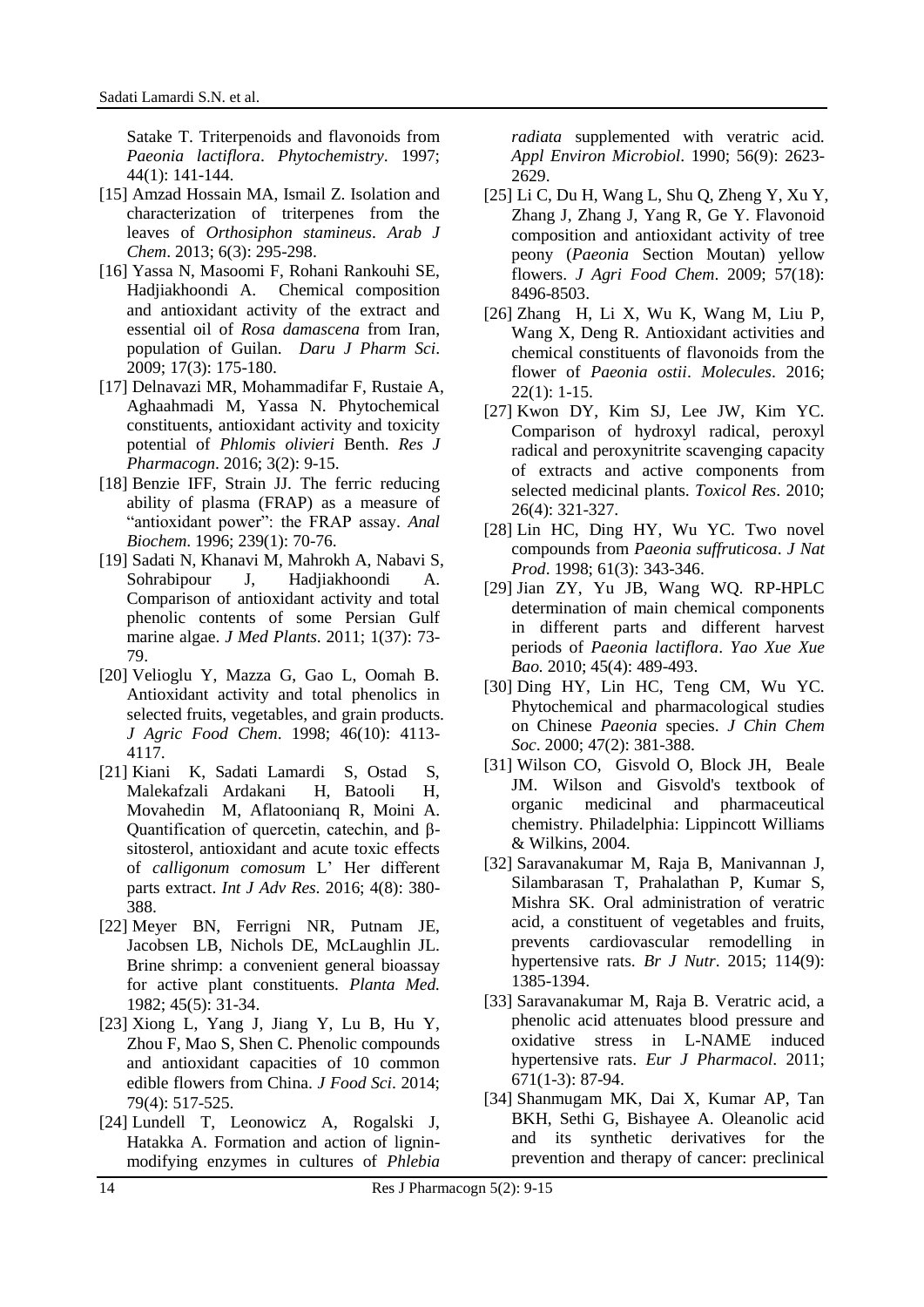Satake T. Triterpenoids and flavonoids from *Paeonia lactiflora*. *Phytochemistry*. 1997; 44(1): 141-144.

[15] Amzad Hossain MA, Ismail Z. Isolation and characterization of triterpenes from the leaves of *Orthosiphon stamineus*. *Arab J Chem*. 2013; 6(3): 295-298.

[16] Yassa N, Masoomi F, Rohani Rankouhi SE, Hadjiakhoondi A. Chemical composition and antioxidant activity of the extract and essential oil of *Rosa damascena* from Iran, population of Guilan. *Daru J Pharm Sci*. 2009; 17(3): 175-180.

[17] Delnavazi MR, Mohammadifar F, Rustaie A, Aghaahmadi M, Yassa N. Phytochemical constituents, antioxidant activity and toxicity potential of *Phlomis olivieri* Benth. *Res J Pharmacogn*. 2016; 3(2): 9-15.

[18] Benzie IFF, Strain JJ. The ferric reducing ability of plasma (FRAP) as a measure of "antioxidant power": the FRAP assay. *Anal Biochem*. 1996; 239(1): 70-76.

[19] Sadati N, Khanavi M, Mahrokh A, Nabavi S, Sohrabipour J, Hadjiakhoondi A. Comparison of antioxidant activity and total phenolic contents of some Persian Gulf marine algae. *J Med Plants*. 2011; 1(37): 73-79.

[20] Velioglu Y, Mazza G, Gao L, Oomah B. Antioxidant activity and total phenolics in selected fruits, vegetables, and grain products. *J Agric Food Chem*. 1998; 46(10): 4113-4117.

[21] Kiani K, Sadati Lamardi S, Ostad S, Malekafzali Ardakani H, Batooli H, Movahedin M, Aflatoonianq R, Moini A. Quantification of quercetin, catechin, and β-sitosterol, antioxidant and acute toxic effects of *calligonum comosum* L' Her different parts extract. *Int J Adv Res*. 2016; 4(8): 380-388.

[22] Meyer BN, Ferrigni NR, Putnam JE, Jacobsen LB, Nichols DE, McLaughlin JL. Brine shrimp: a convenient general bioassay for active plant constituents. *Planta Med.* 1982; 45(5): 31-34.

[23] Xiong L, Yang J, Jiang Y, Lu B, Hu Y, Zhou F, Mao S, Shen C. Phenolic compounds and antioxidant capacities of 10 common edible flowers from China. *J Food Sci*. 2014; 79(4): 517-525.

[24] Lundell T, Leonowicz A, Rogalski J, Hatakka A. Formation and action of lignin-modifying enzymes in cultures of *Phlebia radiata* supplemented with veratric acid. *Appl Environ Microbiol*. 1990; 56(9): 2623-2629.

[25] Li C, Du H, Wang L, Shu Q, Zheng Y, Xu Y, Zhang J, Zhang J, Yang R, Ge Y. Flavonoid composition and antioxidant activity of tree peony (*Paeonia* Section Moutan) yellow flowers. *J Agri Food Chem*. 2009; 57(18): 8496-8503.

[26] Zhang H, Li X, Wu K, Wang M, Liu P, Wang X, Deng R. Antioxidant activities and chemical constituents of flavonoids from the flower of *Paeonia ostii*. *Molecules*. 2016; 22(1): 1-15.

[27] Kwon DY, Kim SJ, Lee JW, Kim YC. Comparison of hydroxyl radical, peroxyl radical and peroxynitrite scavenging capacity of extracts and active components from selected medicinal plants. *Toxicol Res*. 2010; 26(4): 321-327.

[28] Lin HC, Ding HY, Wu YC. Two novel compounds from *Paeonia suffruticosa*. *J Nat Prod*. 1998; 61(3): 343-346.

[29] Jian ZY, Yu JB, Wang WQ. RP-HPLC determination of main chemical components in different parts and different harvest periods of *Paeonia lactiflora*. *Yao Xue Xue Bao.* 2010; 45(4): 489-493.

[30] Ding HY, Lin HC, Teng CM, Wu YC. Phytochemical and pharmacological studies on Chinese *Paeonia* species. *J Chin Chem Soc*. 2000; 47(2): 381-388.

[31] Wilson CO, Gisvold O, Block JH, Beale JM. Wilson and Gisvold's textbook of organic medicinal and pharmaceutical chemistry. Philadelphia: Lippincott Williams & Wilkins, 2004.

[32] Saravanakumar M, Raja B, Manivannan J, Silambarasan T, Prahalathan P, Kumar S, Mishra SK. Oral administration of veratric acid, a constituent of vegetables and fruits, prevents cardiovascular remodelling in hypertensive rats. *Br J Nutr*. 2015; 114(9): 1385-1394.

[33] Saravanakumar M, Raja B. Veratric acid, a phenolic acid attenuates blood pressure and oxidative stress in L-NAME induced hypertensive rats. *Eur J Pharmacol*. 2011; 671(1-3): 87-94.

[34] Shanmugam MK, Dai X, Kumar AP, Tan BKH, Sethi G, Bishayee A. Oleanolic acid and its synthetic derivatives for the prevention and therapy of cancer: preclinical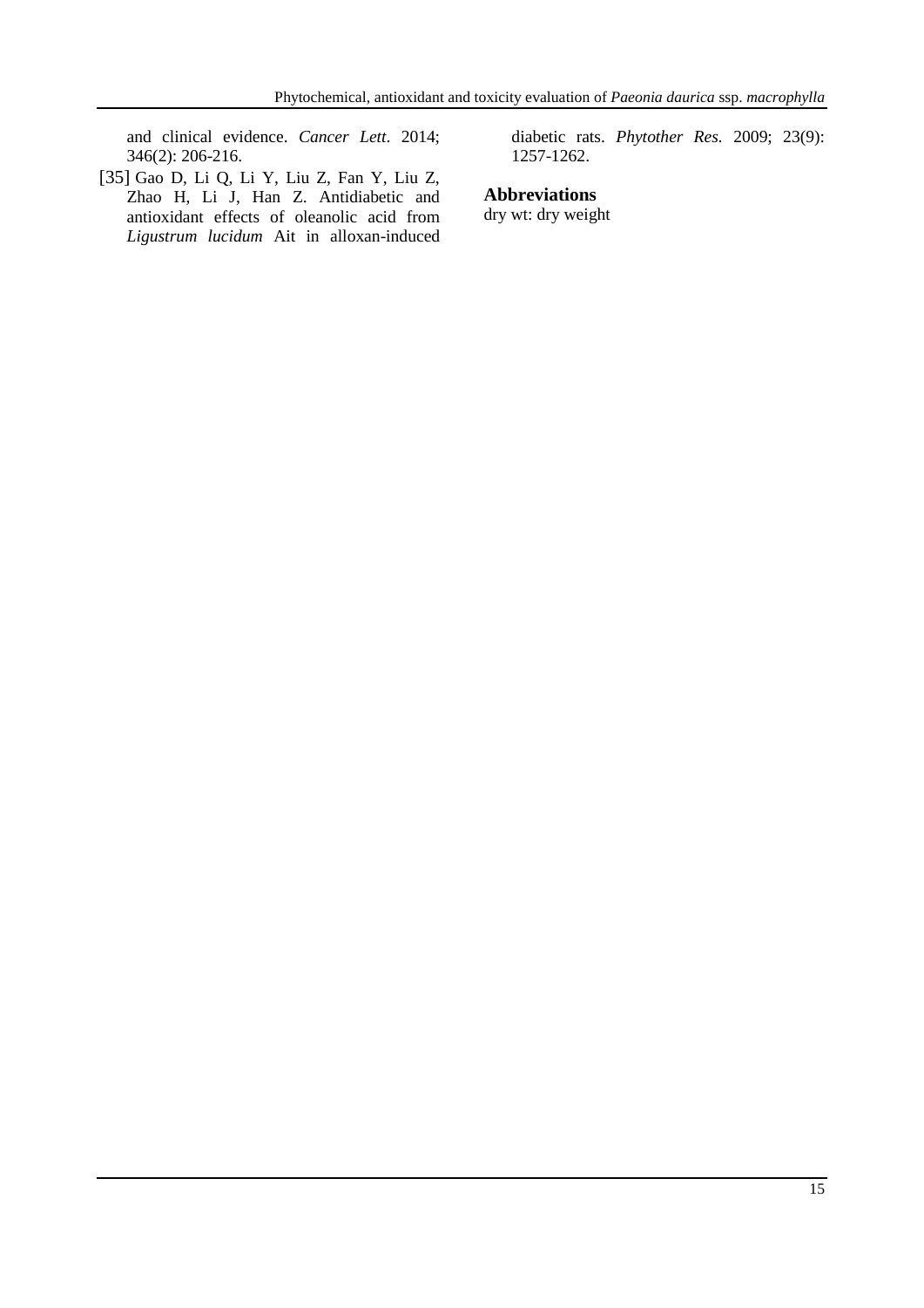and clinical evidence. *Cancer Lett*. 2014; 346(2): 206-216.

[35] Gao D, Li Q, Li Y, Liu Z, Fan Y, Liu Z, Zhao H, Li J, Han Z. Antidiabetic and antioxidant effects of oleanolic acid from *Ligustrum lucidum* Ait in alloxan-induced diabetic rats. *Phytother Res.* 2009; 23(9): 1257-1262.

## Abbreviations

dry wt: dry weight